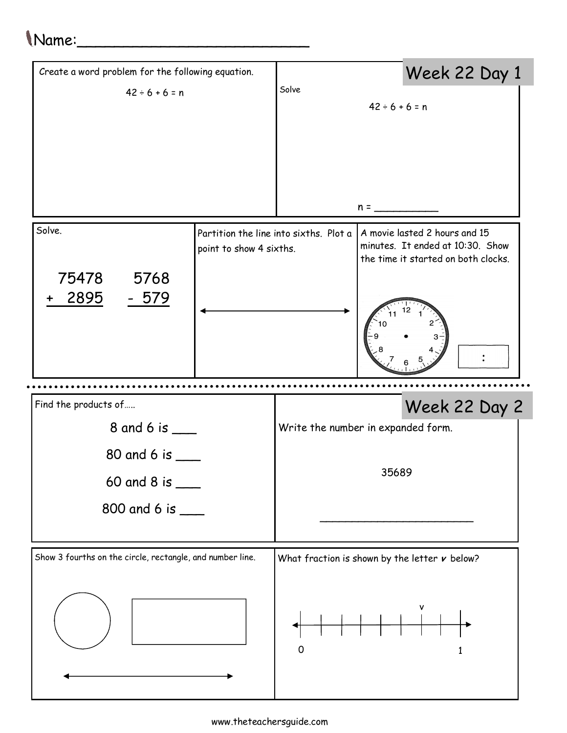Name:___________________________

## Week 22 Day 1

Create a word problem for the following equation.

$42 \div 6 + 6 = n$

Solve

$42 \div 6 + 6 = n$

n = __________

Solve.

```
  75478      5768
+  2895     - 579
```

Partition the line into sixths. Plot a point to show 4 sixths.

A movie lasted 2 hours and 15 minutes. It ended at 10:30. Show the time it started on both clocks.

:

## Week 22 Day 2

Find the products of.....

8 and 6 is ___

80 and 6 is ___

60 and 8 is ___

800 and 6 is ___

Write the number in expanded form.

35689

________________________

Show 3 fourths on the circle, rectangle, and number line.

What fraction is shown by the letter *v* below?

v

0 1

www.theteachersguide.com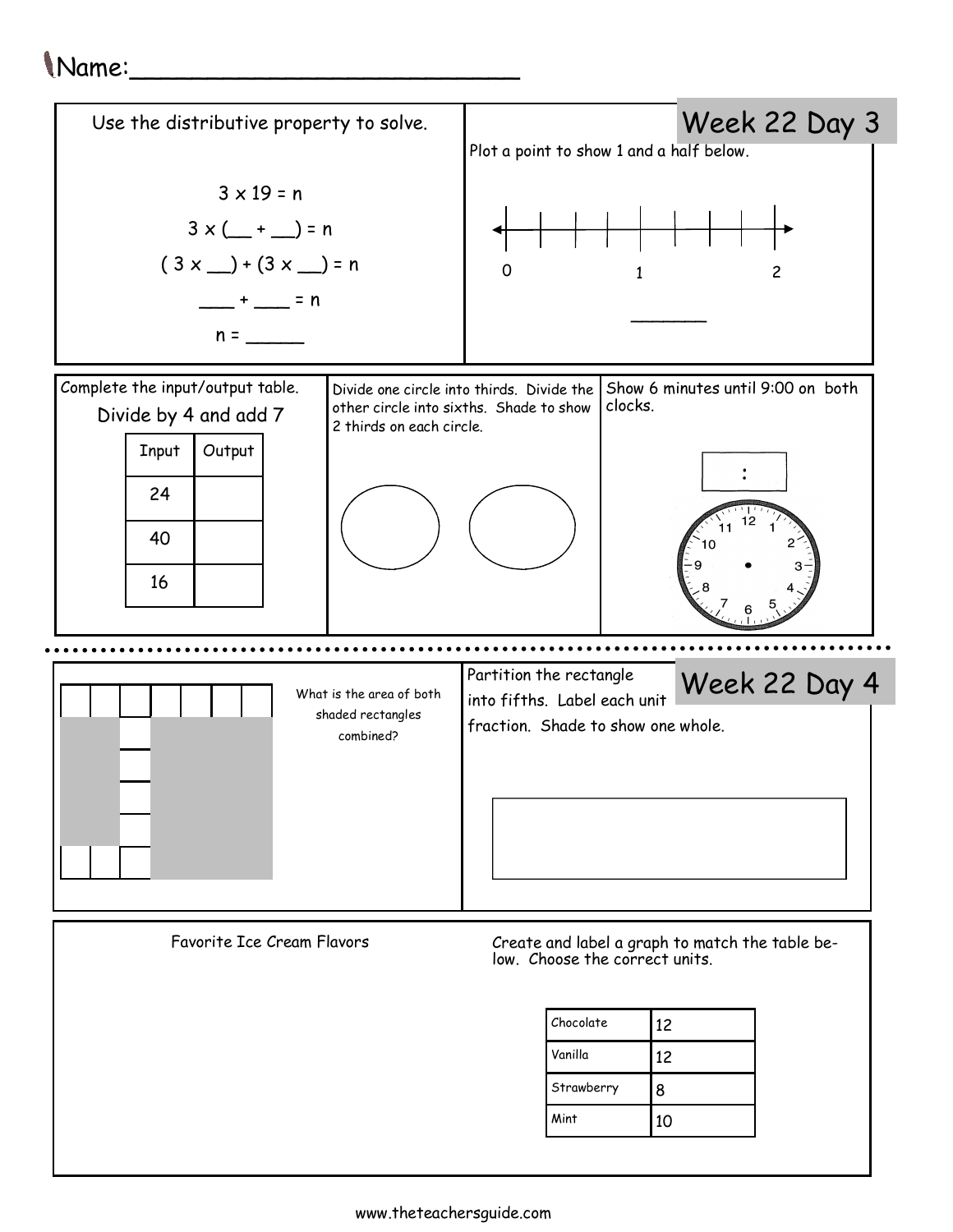Name:___________________________

## Week 22 Day 3

Use the distributive property to solve.

3 x 19 = n

3 x (__ + __) = n

( 3 x __) + (3 x __) = n

___ + ___ = n

n = _____

Plot a point to show 1 and a half below.

0 1 2

_______

Complete the input/output table.

Divide by 4 and add 7

| Input | Output |
|---|---|
| 24 | |
| 40 | |
| 16 | |

Divide one circle into thirds. Divide the other circle into sixths. Shade to show 2 thirds on each circle.

Show 6 minutes until 9:00 on both clocks.

:

## Week 22 Day 4

What is the area of both shaded rectangles combined?

Partition the rectangle into fifths. Label each unit fraction. Shade to show one whole.

Favorite Ice Cream Flavors

Create and label a graph to match the table below. Choose the correct units.

| Chocolate | 12 |
|---|---|
| Vanilla | 12 |
| Strawberry | 8 |
| Mint | 10 |

www.theteachersguide.com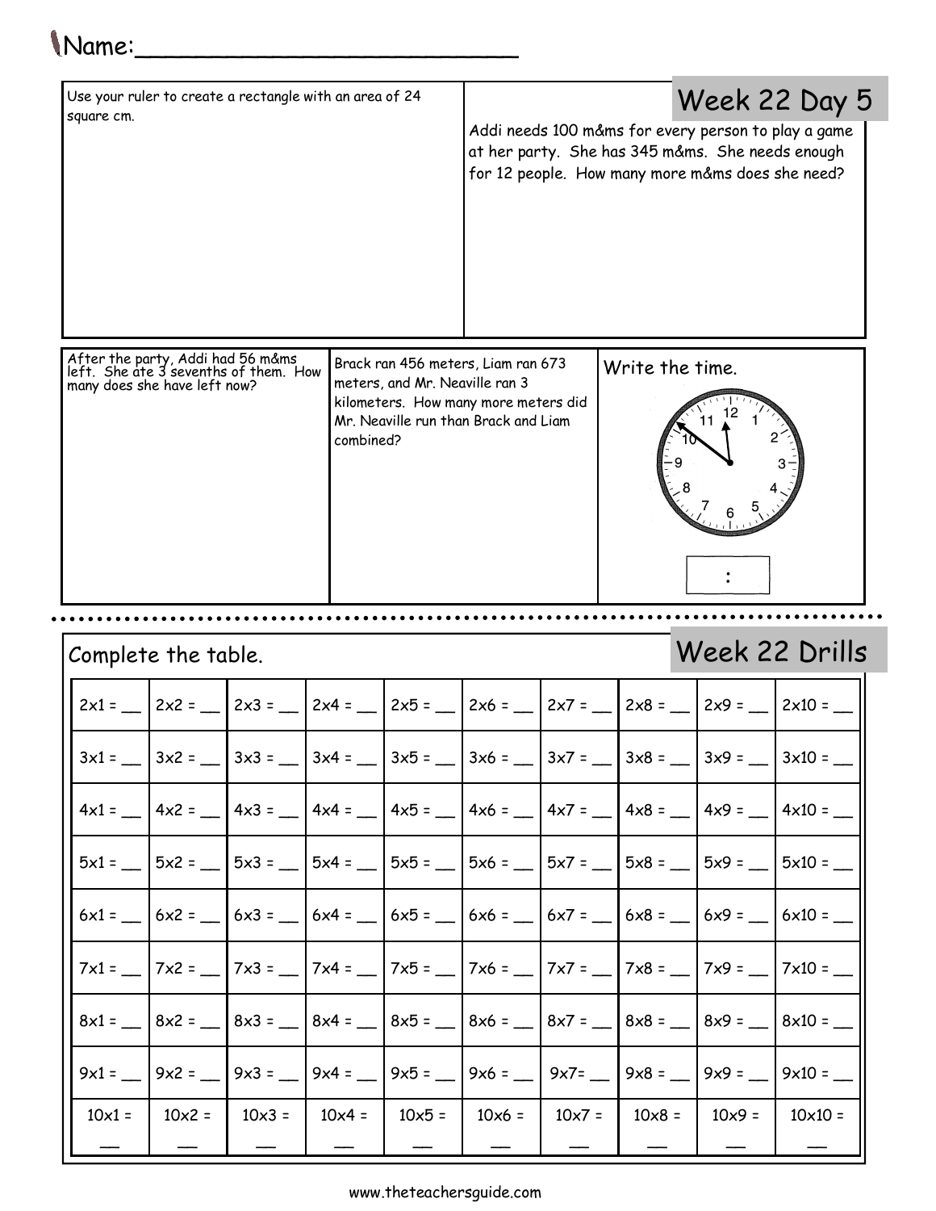Name:\_\_\_\_\_\_\_\_\_\_\_\_\_\_\_\_\_\_\_\_\_\_\_\_\_\_

## Week 22 Day 5

Use your ruler to create a rectangle with an area of 24 square cm.

Addi needs 100 m&ms for every person to play a game at her party. She has 345 m&ms. She needs enough for 12 people. How many more m&ms does she need?

After the party, Addi had 56 m&ms left. She ate 3 sevenths of them. How many does she have left now?

Brack ran 456 meters, Liam ran 673 meters, and Mr. Neaville ran 3 kilometers. How many more meters did Mr. Neaville run than Brack and Liam combined?

Write the time.

12, 1, 2, 3, 4, 5, 6, 7, 8, 9, 10, 11

:

## Week 22 Drills

Complete the table.

| | | | | | | | | | |
|---|---|---|---|---|---|---|---|---|---|
| 2x1 = __ | 2x2 = __ | 2x3 = __ | 2x4 = __ | 2x5 = __ | 2x6 = __ | 2x7 = __ | 2x8 = __ | 2x9 = __ | 2x10 = __ |
| 3x1 = __ | 3x2 = __ | 3x3 = __ | 3x4 = __ | 3x5 = __ | 3x6 = __ | 3x7 = __ | 3x8 = __ | 3x9 = __ | 3x10 = __ |
| 4x1 = __ | 4x2 = __ | 4x3 = __ | 4x4 = __ | 4x5 = __ | 4x6 = __ | 4x7 = __ | 4x8 = __ | 4x9 = __ | 4x10 = __ |
| 5x1 = __ | 5x2 = __ | 5x3 = __ | 5x4 = __ | 5x5 = __ | 5x6 = __ | 5x7 = __ | 5x8 = __ | 5x9 = __ | 5x10 = __ |
| 6x1 = __ | 6x2 = __ | 6x3 = __ | 6x4 = __ | 6x5 = __ | 6x6 = __ | 6x7 = __ | 6x8 = __ | 6x9 = __ | 6x10 = __ |
| 7x1 = __ | 7x2 = __ | 7x3 = __ | 7x4 = __ | 7x5 = __ | 7x6 = __ | 7x7 = __ | 7x8 = __ | 7x9 = __ | 7x10 = __ |
| 8x1 = __ | 8x2 = __ | 8x3 = __ | 8x4 = __ | 8x5 = __ | 8x6 = __ | 8x7= __ | 8x8 = __ | 8x9 = __ | 8x10 = __ |
| 9x1 = __ | 9x2 = __ | 9x3 = __ | 9x4 = __ | 9x5 = __ | 9x6 = __ | 9x7= __ | 9x8 = __ | 9x9 = __ | 9x10 = __ |
| 10x1 = __ | 10x2 = __ | 10x3 = __ | 10x4 = __ | 10x5 = __ | 10x6 = __ | 10x7 = __ | 10x8 = __ | 10x9 = __ | 10x10 = __ |

www.theteachersguide.com